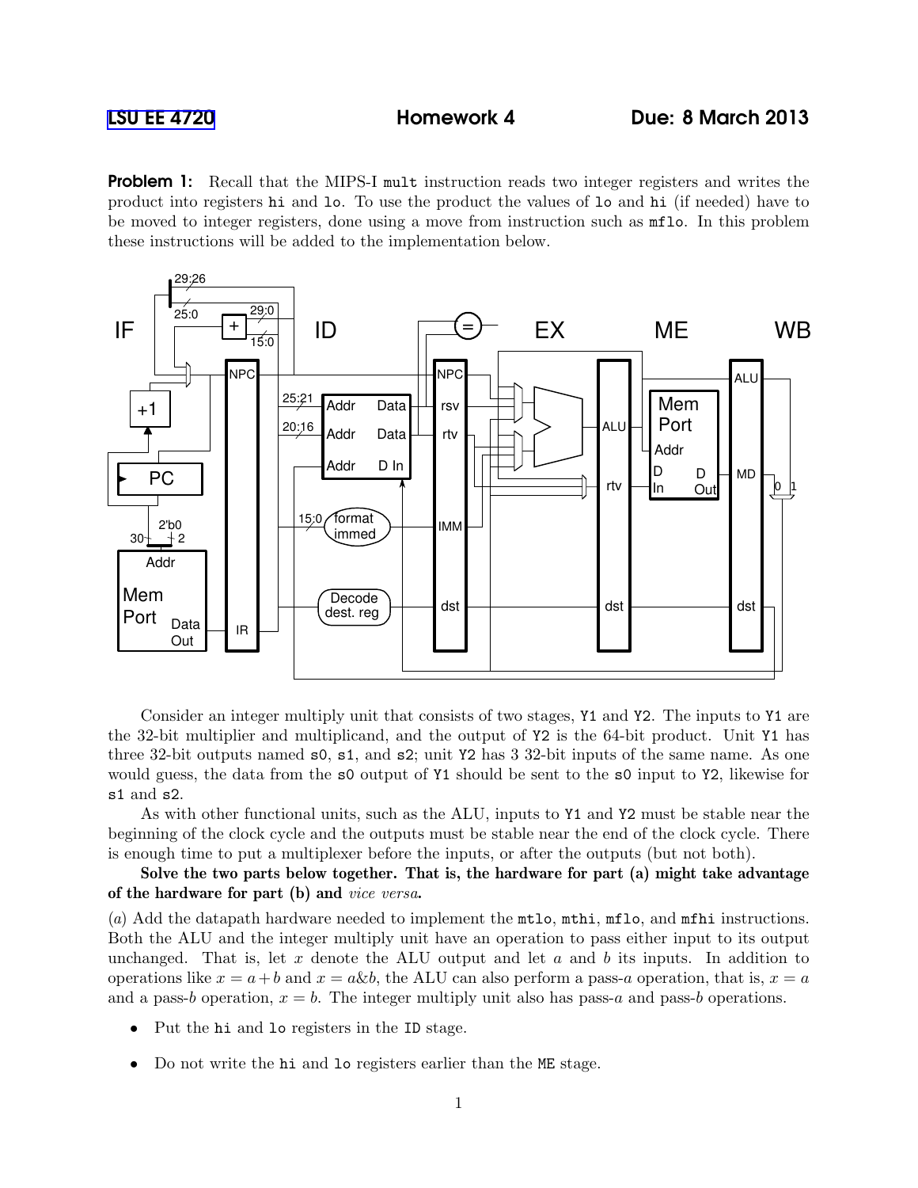LSU EE 4720 Homework 4 Due: 8 March 2013

**Problem 1:** Recall that the MIPS-I `mult` instruction reads two integer registers and writes the product into registers `hi` and `lo`. To use the product the values of `lo` and `hi` (if needed) have to be moved to integer registers, done using a move from instruction such as `mflo`. In this problem these instructions will be added to the implementation below.

IF ID EX ME WB

29:26
25:0
29:0
15:0
NPC
+1
PC
2'b0
30
2
Addr
Mem Port
Data Out
IR
25:21
20:16
Addr
Data
Addr
Data
Addr
D In
15:0
format immed
Decode dest. reg
NPC
rsv
rtv
IMM
dst
=
ALU
rtv
dst
Mem Port
Addr
D In
D Out
ALU
MD
dst
0
1

Consider an integer multiply unit that consists of two stages, `Y1` and `Y2`. The inputs to `Y1` are the 32-bit multiplier and multiplicand, and the output of `Y2` is the 64-bit product. Unit `Y1` has three 32-bit outputs named `s0`, `s1`, and `s2`; unit `Y2` has 3 32-bit inputs of the same name. As one would guess, the data from the `s0` output of `Y1` should be sent to the `s0` input to `Y2`, likewise for `s1` and `s2`.

As with other functional units, such as the ALU, inputs to `Y1` and `Y2` must be stable near the beginning of the clock cycle and the outputs must be stable near the end of the clock cycle. There is enough time to put a multiplexer before the inputs, or after the outputs (but not both).

**Solve the two parts below together. That is, the hardware for part (a) might take advantage of the hardware for part (b) and *vice versa*.**

(*a*) Add the datapath hardware needed to implement the `mtlo`, `mthi`, `mflo`, and `mfhi` instructions. Both the ALU and the integer multiply unit have an operation to pass either input to its output unchanged. That is, let $x$ denote the ALU output and let $a$ and $b$ its inputs. In addition to operations like $x = a + b$ and $x = a\&b$, the ALU can also perform a pass-$a$ operation, that is, $x = a$ and a pass-$b$ operation, $x = b$. The integer multiply unit also has pass-$a$ and pass-$b$ operations.

- Put the `hi` and `lo` registers in the `ID` stage.
- Do not write the `hi` and `lo` registers earlier than the `ME` stage.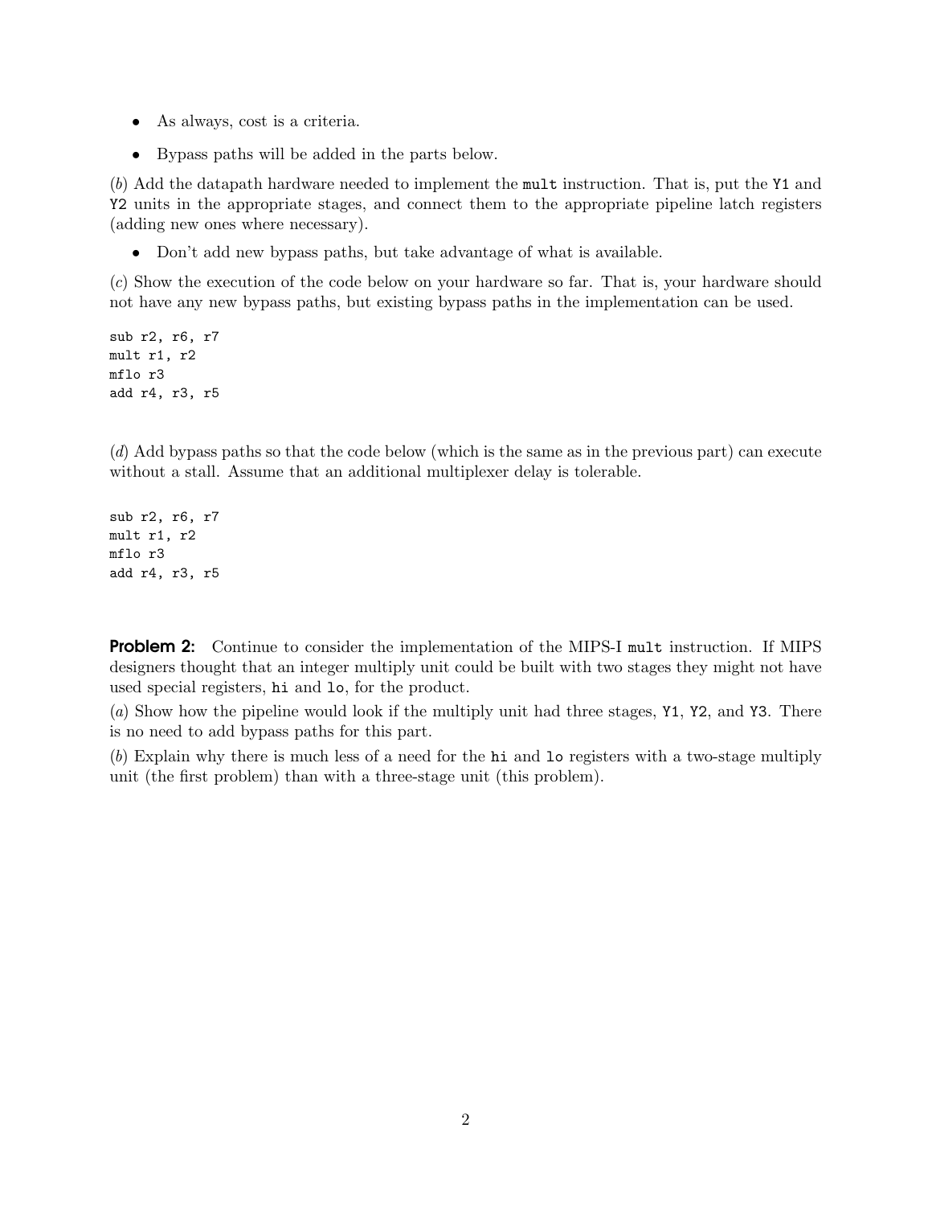- As always, cost is a criteria.
- Bypass paths will be added in the parts below.

(*b*) Add the datapath hardware needed to implement the `mult` instruction. That is, put the `Y1` and `Y2` units in the appropriate stages, and connect them to the appropriate pipeline latch registers (adding new ones where necessary).

- Don't add new bypass paths, but take advantage of what is available.

(*c*) Show the execution of the code below on your hardware so far. That is, your hardware should not have any new bypass paths, but existing bypass paths in the implementation can be used.

```
sub r2, r6, r7
mult r1, r2
mflo r3
add r4, r3, r5
```

(*d*) Add bypass paths so that the code below (which is the same as in the previous part) can execute without a stall. Assume that an additional multiplexer delay is tolerable.

```
sub r2, r6, r7
mult r1, r2
mflo r3
add r4, r3, r5
```

**Problem 2:** Continue to consider the implementation of the MIPS-I `mult` instruction. If MIPS designers thought that an integer multiply unit could be built with two stages they might not have used special registers, `hi` and `lo`, for the product.

(*a*) Show how the pipeline would look if the multiply unit had three stages, `Y1`, `Y2`, and `Y3`. There is no need to add bypass paths for this part.

(*b*) Explain why there is much less of a need for the `hi` and `lo` registers with a two-stage multiply unit (the first problem) than with a three-stage unit (this problem).